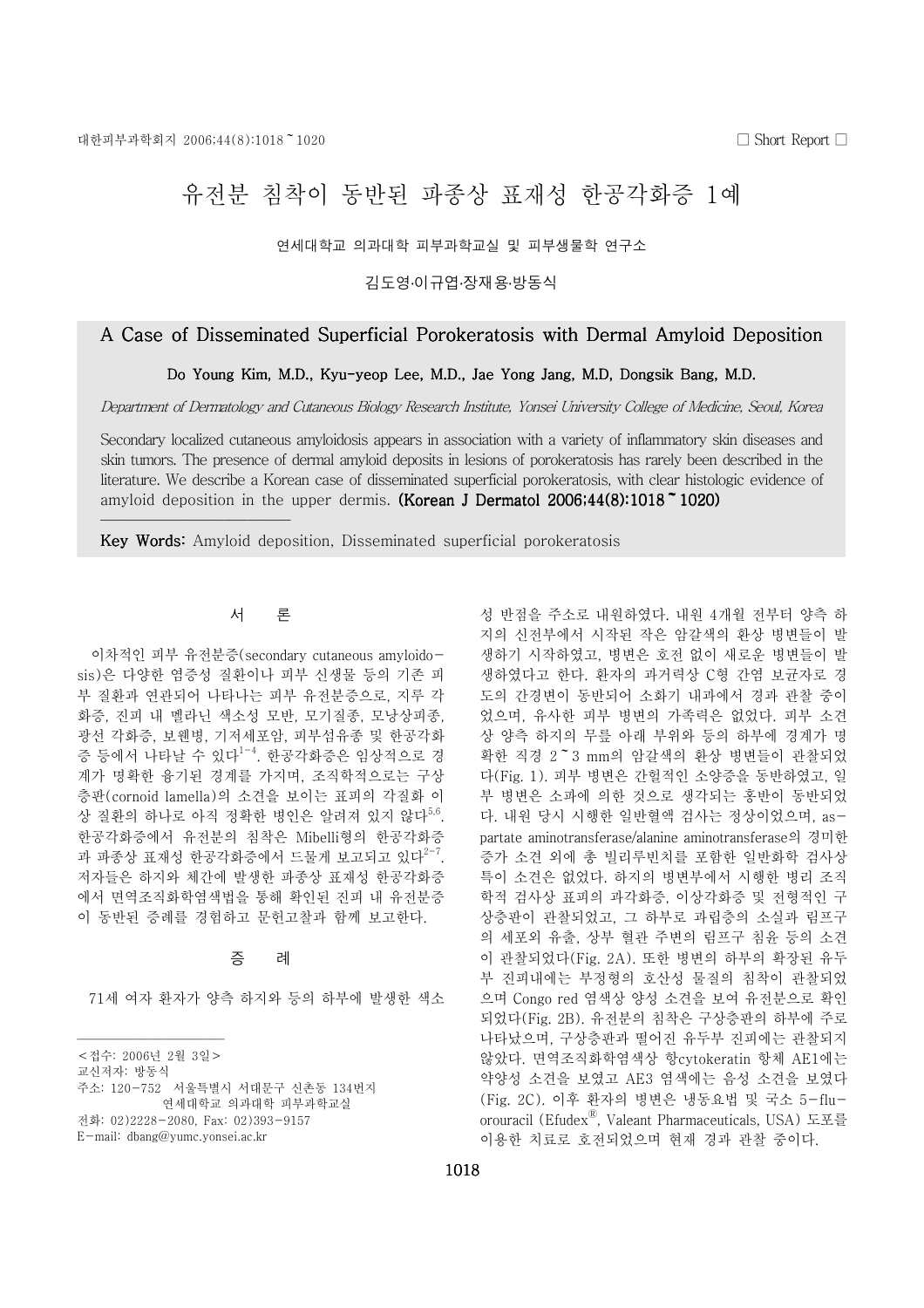□ Short Report □

# 유전분 침착이 동반된 파종상 표재성 한공각화증 1예

연세대학교 의과대학 피부과학교실 및 피부생물학 연구소

김도영·이규엽·장재용·방동식

## A Case of Disseminated Superficial Porokeratosis with Dermal Amyloid Deposition

**Do Young Kim, M.D., Kyu-yeop Lee, M.D., Jae Yong Jang, M.D, Dongsik Bang, M.D.**

*Department of Dermatology and Cutaneous Biology Research Institute, Yonsei University College of Medicine, Seoul, Korea*

Secondary localized cutaneous amyloidosis appears in association with a variety of inflammatory skin diseases and skin tumors. The presence of dermal amyloid deposits in lesions of porokeratosis has rarely been described in the literature. We describe a Korean case of disseminated superficial porokeratosis, with clear histologic evidence of amyloid deposition in the upper dermis. **(Korean J Dermatol 2006;44(8):1018~1020)**

**Key Words:** Amyloid deposition, Disseminated superficial porokeratosis

## 서 론

이차적인 피부 유전분증(secondary cutaneous amyloidosis)은 다양한 염증성 질환이나 피부 신생물 등의 기존 피부 질환과 연관되어 나타나는 피부 유전분증으로, 지루 각화증, 진피 내 멜라닌 색소성 모반, 모기질종, 모낭상피종, 광선 각화증, 보웬병, 기저세포암, 피부섬유종 및 한공각화증 등에서 나타날 수 있다[1-4]. 한공각화증은 임상적으로 경계가 명확한 융기된 경계를 가지며, 조직학적으로는 구상층판(cornoid lamella)의 소견을 보이는 표피의 각질화 이상 질환의 하나로 아직 정확한 병인은 알려져 있지 않다[5,6]. 한공각화증에서 유전분의 침착은 Mibelli형의 한공각화증과 파종상 표재성 한공각화증에서 드물게 보고되고 있다[2-7]. 저자들은 하지와 체간에 발생한 파종상 표재성 한공각화증에서 면역조직화학염색법을 통해 확인된 진피 내 유전분증이 동반된 증례를 경험하고 문헌고찰과 함께 보고한다.

## 증 례

71세 여자 환자가 양측 하지와 등의 하부에 발생한 색소성 반점을 주소로 내원하였다. 내원 4개월 전부터 양측 하지의 신전부에서 시작된 작은 암갈색의 환상 병변들이 발생하기 시작하였고, 병변은 호전 없이 새로운 병변들이 발생하였다고 한다. 환자의 과거력상 C형 간염 보균자로 경도의 간경변이 동반되어 소화기 내과에서 경과 관찰 중이었으며, 유사한 피부 병변의 가족력은 없었다. 피부 소견상 양측 하지의 무릎 아래 부위와 등의 하부에 경계가 명확한 직경 2~3 mm의 암갈색의 환상 병변들이 관찰되었다(Fig. 1). 피부 병변은 간헐적인 소양증을 동반하였고, 일부 병변은 소파에 의한 것으로 생각되는 홍반이 동반되었다. 내원 당시 시행한 일반혈액 검사는 정상이었으며, aspartate aminotransferase/alanine aminotransferase의 경미한 증가 소견 외에 총 빌리루빈치를 포함한 일반화학 검사상 특이 소견은 없었다. 하지의 병변부에서 시행한 병리 조직학적 검사상 표피의 과각화증, 이상각화증 및 전형적인 구상층판이 관찰되었고, 그 하부로 과립층의 소실과 림프구의 세포외 유출, 상부 혈관 주변의 림프구 침윤 등의 소견이 관찰되었다(Fig. 2A). 또한 병변의 하부의 확장된 유두부 진피내에는 부정형의 호산성 물질의 침착이 관찰되었으며 Congo red 염색상 양성 소견을 보여 유전분으로 확인되었다(Fig. 2B). 유전분의 침착은 구상층판의 하부에 주로 나타났으며, 구상층판과 떨어진 유두부 진피에는 관찰되지 않았다. 면역조직화학염색상 항cytokeratin 항체 AE1에는 약양성 소견을 보였고 AE3 염색에는 음성 소견을 보였다(Fig. 2C). 이후 환자의 병변은 냉동요법 및 국소 5-fluorouracil (Efudex®, Valeant Pharmaceuticals, USA) 도포를 이용한 치료로 호전되었으며 현재 경과 관찰 중이다.

---

<접수: 2006년 2월 3일>
교신저자: 방동식
주소: 120-752 서울특별시 서대문구 신촌동 134번지 연세대학교 의과대학 피부과학교실
전화: 02)2228-2080, Fax: 02)393-9157
E-mail: dbang@yumc.yonsei.ac.kr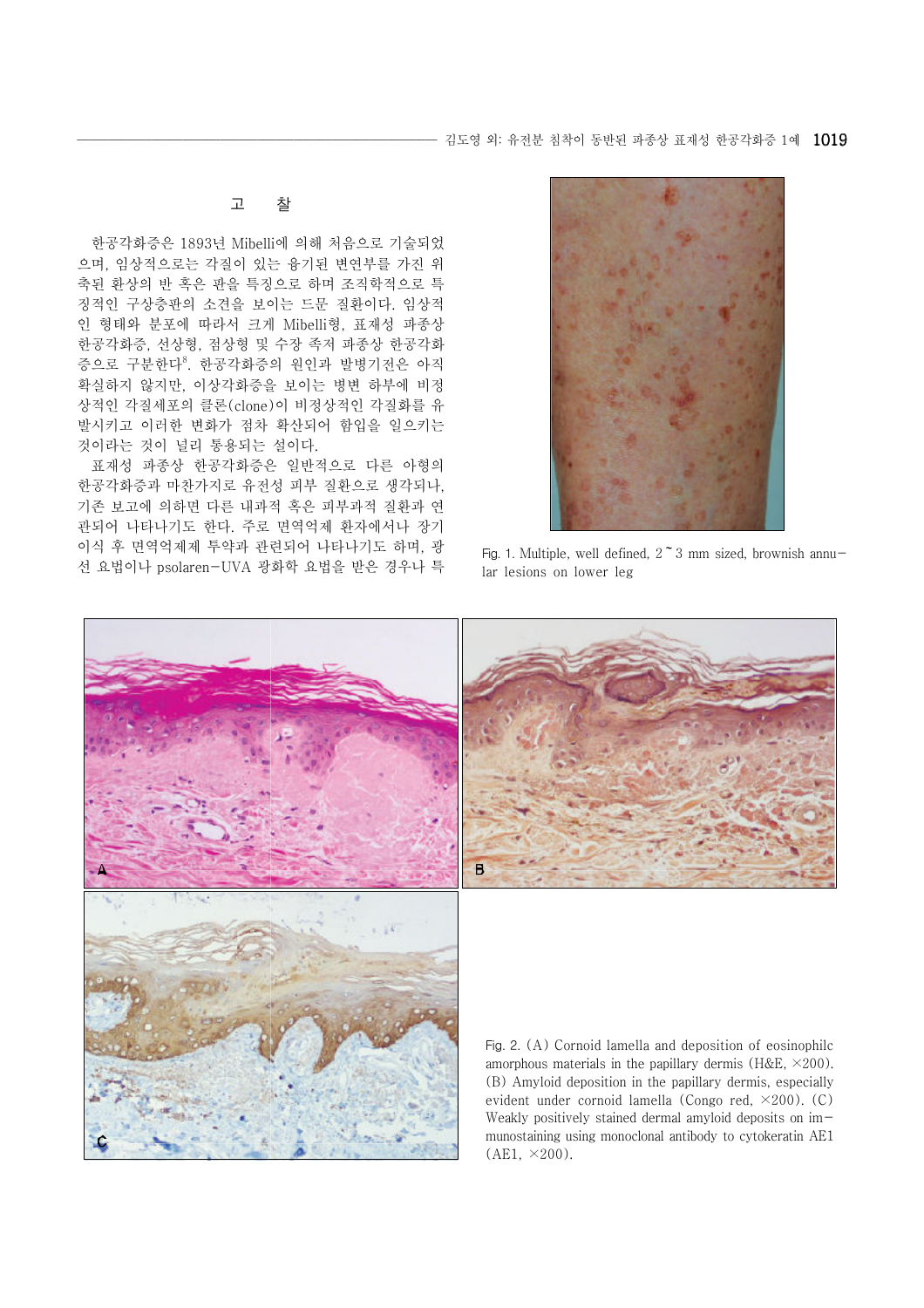## 고 찰

한공각화증은 1893년 Mibelli에 의해 처음으로 기술되었으며, 임상적으로는 각질이 있는 융기된 변연부를 가진 위축된 환상의 반 혹은 판을 특징으로 하며 조직학적으로 특징적인 구상층판의 소견을 보이는 드문 질환이다. 임상적인 형태와 분포에 따라서 크게 Mibelli형, 표재성 파종상 한공각화증, 선상형, 점상형 및 수장 족저 파종상 한공각화증으로 구분한다[8]. 한공각화증의 원인과 발병기전은 아직 확실하지 않지만, 이상각화증을 보이는 병변 하부에 비정상적인 각질세포의 클론(clone)이 비정상적인 각질화를 유발시키고 이러한 변화가 점차 확산되어 함입을 일으키는 것이라는 것이 널리 통용되는 설이다.

표재성 파종상 한공각화증은 일반적으로 다른 아형의 한공각화증과 마찬가지로 유전성 피부 질환으로 생각되나, 기존 보고에 의하면 다른 내과적 혹은 피부과적 질환과 연관되어 나타나기도 한다. 주로 면역억제 환자에서나 장기이식 후 면역억제제 투약과 관련되어 나타나기도 하며, 광선 요법이나 psolaren-UVA 광화학 요법을 받은 경우나 특

Fig. 1. Multiple, well defined, 2~3 mm sized, brownish annular lesions on lower leg

Fig. 2. (A) Cornoid lamella and deposition of eosinophilc amorphous materials in the papillary dermis (H&E, ×200). (B) Amyloid deposition in the papillary dermis, especially evident under cornoid lamella (Congo red, ×200). (C) Weakly positively stained dermal amyloid deposits on immunostaining using monoclonal antibody to cytokeratin AE1 (AE1, ×200).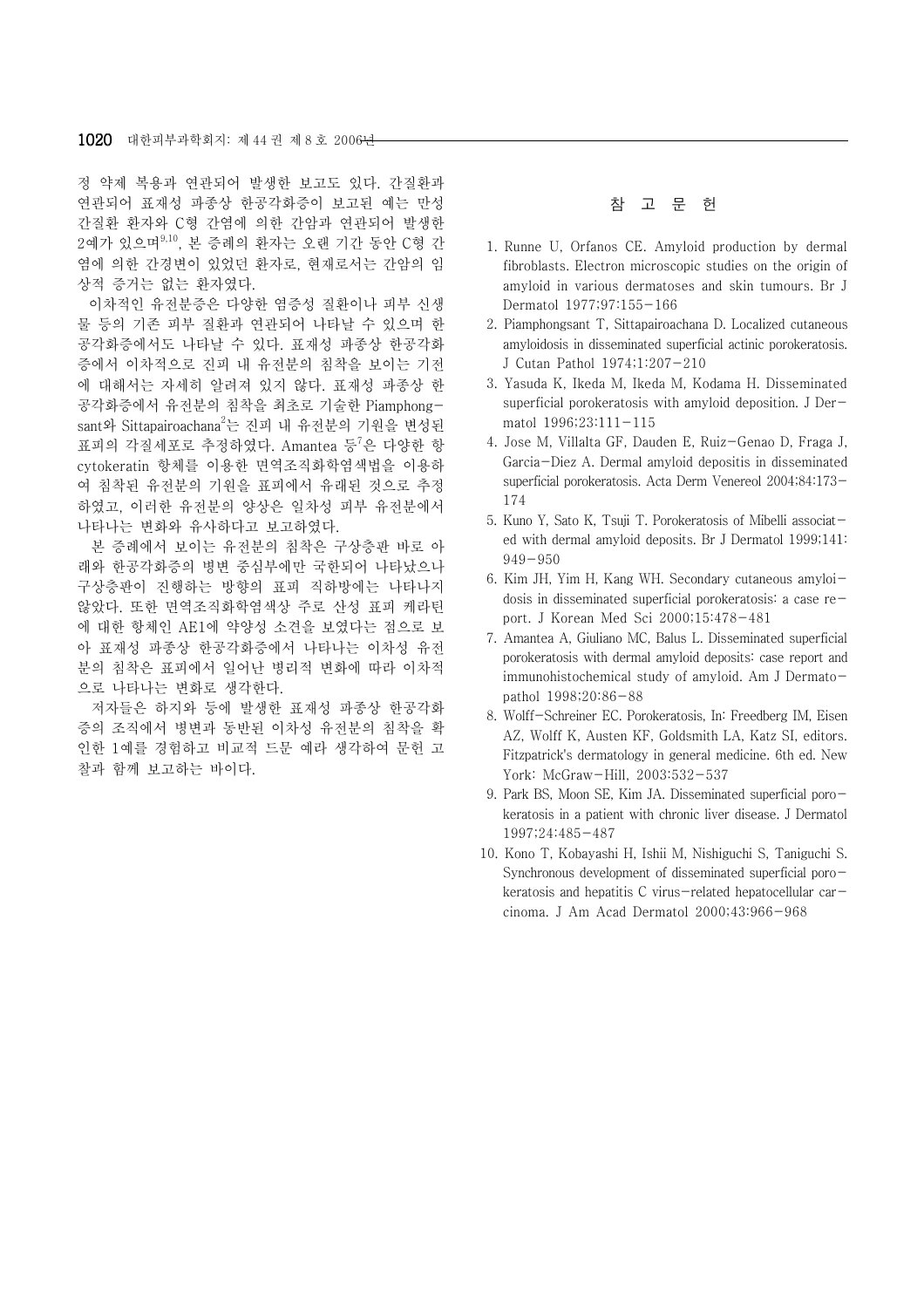정 약제 복용과 연관되어 발생한 보고도 있다. 간질환과 연관되어 표재성 파종상 한공각화증이 보고된 예는 만성 간질환 환자와 C형 간염에 의한 간암과 연관되어 발생한 2예가 있으며[9,10], 본 증례의 환자는 오랜 기간 동안 C형 간염에 의한 간경변이 있었던 환자로, 현재로서는 간암의 임상적 증거는 없는 환자였다.

이차적인 유전분증은 다양한 염증성 질환이나 피부 신생물 등의 기존 피부 질환과 연관되어 나타날 수 있으며 한공각화증에서도 나타날 수 있다. 표재성 파종상 한공각화증에서 이차적으로 진피 내 유전분의 침착을 보이는 기전에 대해서는 자세히 알려져 있지 않다. 표재성 파종상 한공각화증에서 유전분의 침착을 최초로 기술한 Piamphongsant와 Sittapairoachana[2]는 진피 내 유전분의 기원을 변성된 표피의 각질세포로 추정하였다. Amantea 등[7]은 다양한 항 cytokeratin 항체를 이용한 면역조직화학염색법을 이용하여 침착된 유전분의 기원을 표피에서 유래된 것으로 추정하였고, 이러한 유전분의 양상은 일차성 피부 유전분에서 나타나는 변화와 유사하다고 보고하였다.

본 증례에서 보이는 유전분의 침착은 구상층판 바로 아래와 한공각화증의 병변 중심부에만 국한되어 나타났으나 구상층판이 진행하는 방향의 표피 직하방에는 나타나지 않았다. 또한 면역조직화학염색상 주로 산성 표피 케라틴에 대한 항체인 AE1에 약양성 소견을 보였다는 점으로 보아 표재성 파종상 한공각화증에서 나타나는 이차성 유전분의 침착은 표피에서 일어난 병리적 변화에 따라 이차적으로 나타나는 변화로 생각한다.

저자들은 하지와 등에 발생한 표재성 파종상 한공각화증의 조직에서 병변과 동반된 이차성 유전분의 침착을 확인한 1예를 경험하고 비교적 드문 예라 생각하여 문헌 고찰과 함께 보고하는 바이다.

## 참 고 문 헌

1. Runne U, Orfanos CE. Amyloid production by dermal fibroblasts. Electron microscopic studies on the origin of amyloid in various dermatoses and skin tumours. Br J Dermatol 1977;97:155-166
2. Piamphongsant T, Sittapairoachana D. Localized cutaneous amyloidosis in disseminated superficial actinic porokeratosis. J Cutan Pathol 1974;1:207-210
3. Yasuda K, Ikeda M, Ikeda M, Kodama H. Disseminated superficial porokeratosis with amyloid deposition. J Dermatol 1996;23:111-115
4. Jose M, Villalta GF, Dauden E, Ruiz-Genao D, Fraga J, Garcia-Diez A. Dermal amyloid depositis in disseminated superficial porokeratosis. Acta Derm Venereol 2004;84:173-174
5. Kuno Y, Sato K, Tsuji T. Porokeratosis of Mibelli associated with dermal amyloid deposits. Br J Dermatol 1999;141:949-950
6. Kim JH, Yim H, Kang WH. Secondary cutaneous amyloidosis in disseminated superficial porokeratosis: a case report. J Korean Med Sci 2000;15:478-481
7. Amantea A, Giuliano MC, Balus L. Disseminated superficial porokeratosis with dermal amyloid deposits: case report and immunohistochemical study of amyloid. Am J Dermatopathol 1998;20:86-88
8. Wolff-Schreiner EC. Porokeratosis, In: Freedberg IM, Eisen AZ, Wolff K, Austen KF, Goldsmith LA, Katz SI, editors. Fitzpatrick's dermatology in general medicine. 6th ed. New York: McGraw-Hill, 2003:532-537
9. Park BS, Moon SE, Kim JA. Disseminated superficial porokeratosis in a patient with chronic liver disease. J Dermatol 1997;24:485-487
10. Kono T, Kobayashi H, Ishii M, Nishiguchi S, Taniguchi S. Synchronous development of disseminated superficial porokeratosis and hepatitis C virus-related hepatocellular carcinoma. J Am Acad Dermatol 2000;43:966-968